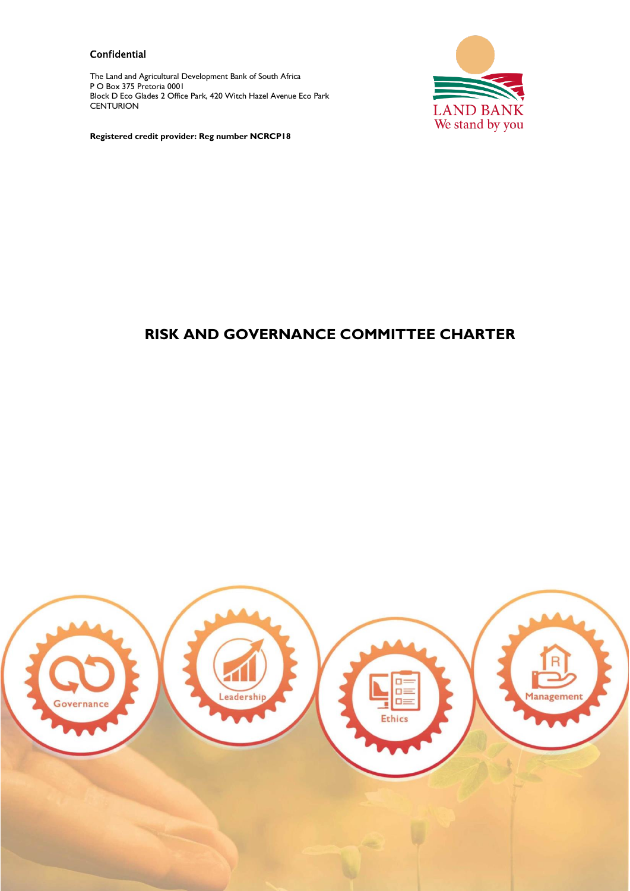Confidential

The Land and Agricultural Development Bank of South Africa
P O Box 375 Pretoria 0001
Block D Eco Glades 2 Office Park, 420 Witch Hazel Avenue Eco Park
CENTURION

**Registered credit provider: Reg number NCRCP18**

LAND BANK
We stand by you

# RISK AND GOVERNANCE COMMITTEE CHARTER

Governance Leadership Ethics Management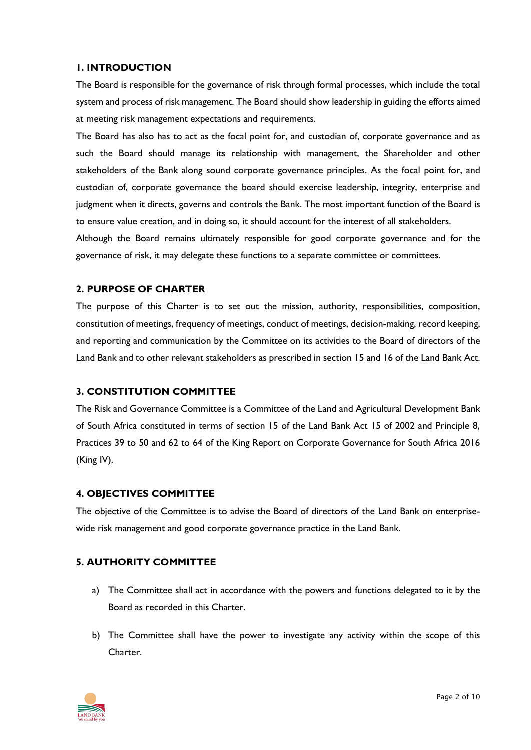## 1. INTRODUCTION

The Board is responsible for the governance of risk through formal processes, which include the total system and process of risk management. The Board should show leadership in guiding the efforts aimed at meeting risk management expectations and requirements.

The Board has also has to act as the focal point for, and custodian of, corporate governance and as such the Board should manage its relationship with management, the Shareholder and other stakeholders of the Bank along sound corporate governance principles. As the focal point for, and custodian of, corporate governance the board should exercise leadership, integrity, enterprise and judgment when it directs, governs and controls the Bank. The most important function of the Board is to ensure value creation, and in doing so, it should account for the interest of all stakeholders.

Although the Board remains ultimately responsible for good corporate governance and for the governance of risk, it may delegate these functions to a separate committee or committees.

## 2. PURPOSE OF CHARTER

The purpose of this Charter is to set out the mission, authority, responsibilities, composition, constitution of meetings, frequency of meetings, conduct of meetings, decision-making, record keeping, and reporting and communication by the Committee on its activities to the Board of directors of the Land Bank and to other relevant stakeholders as prescribed in section 15 and 16 of the Land Bank Act.

## 3. CONSTITUTION COMMITTEE

The Risk and Governance Committee is a Committee of the Land and Agricultural Development Bank of South Africa constituted in terms of section 15 of the Land Bank Act 15 of 2002 and Principle 8, Practices 39 to 50 and 62 to 64 of the King Report on Corporate Governance for South Africa 2016 (King IV).

## 4. OBJECTIVES COMMITTEE

The objective of the Committee is to advise the Board of directors of the Land Bank on enterprise-wide risk management and good corporate governance practice in the Land Bank.

## 5. AUTHORITY COMMITTEE

a) The Committee shall act in accordance with the powers and functions delegated to it by the Board as recorded in this Charter.

b) The Committee shall have the power to investigate any activity within the scope of this Charter.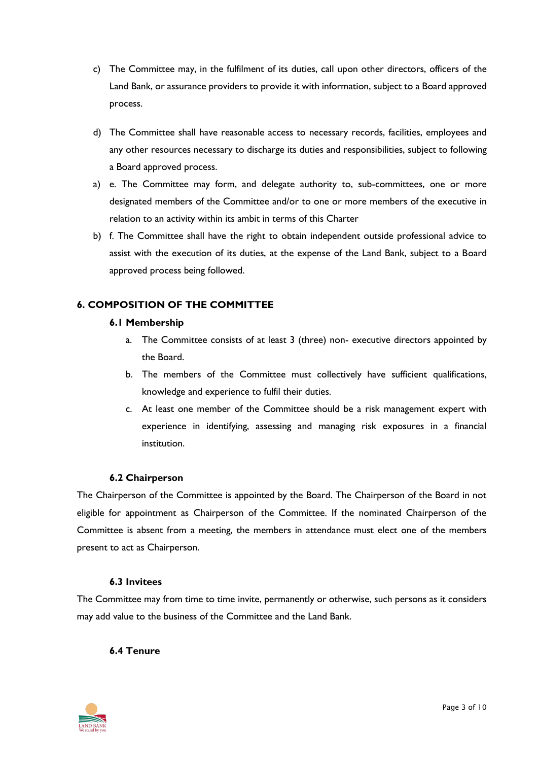c) The Committee may, in the fulfilment of its duties, call upon other directors, officers of the Land Bank, or assurance providers to provide it with information, subject to a Board approved process.

d) The Committee shall have reasonable access to necessary records, facilities, employees and any other resources necessary to discharge its duties and responsibilities, subject to following a Board approved process.

a) e. The Committee may form, and delegate authority to, sub-committees, one or more designated members of the Committee and/or to one or more members of the executive in relation to an activity within its ambit in terms of this Charter

b) f. The Committee shall have the right to obtain independent outside professional advice to assist with the execution of its duties, at the expense of the Land Bank, subject to a Board approved process being followed.

## 6. COMPOSITION OF THE COMMITTEE

### 6.1 Membership

a. The Committee consists of at least 3 (three) non- executive directors appointed by the Board.

b. The members of the Committee must collectively have sufficient qualifications, knowledge and experience to fulfil their duties.

c. At least one member of the Committee should be a risk management expert with experience in identifying, assessing and managing risk exposures in a financial institution.

### 6.2 Chairperson

The Chairperson of the Committee is appointed by the Board. The Chairperson of the Board in not eligible for appointment as Chairperson of the Committee. If the nominated Chairperson of the Committee is absent from a meeting, the members in attendance must elect one of the members present to act as Chairperson.

### 6.3 Invitees

The Committee may from time to time invite, permanently or otherwise, such persons as it considers may add value to the business of the Committee and the Land Bank.

### 6.4 Tenure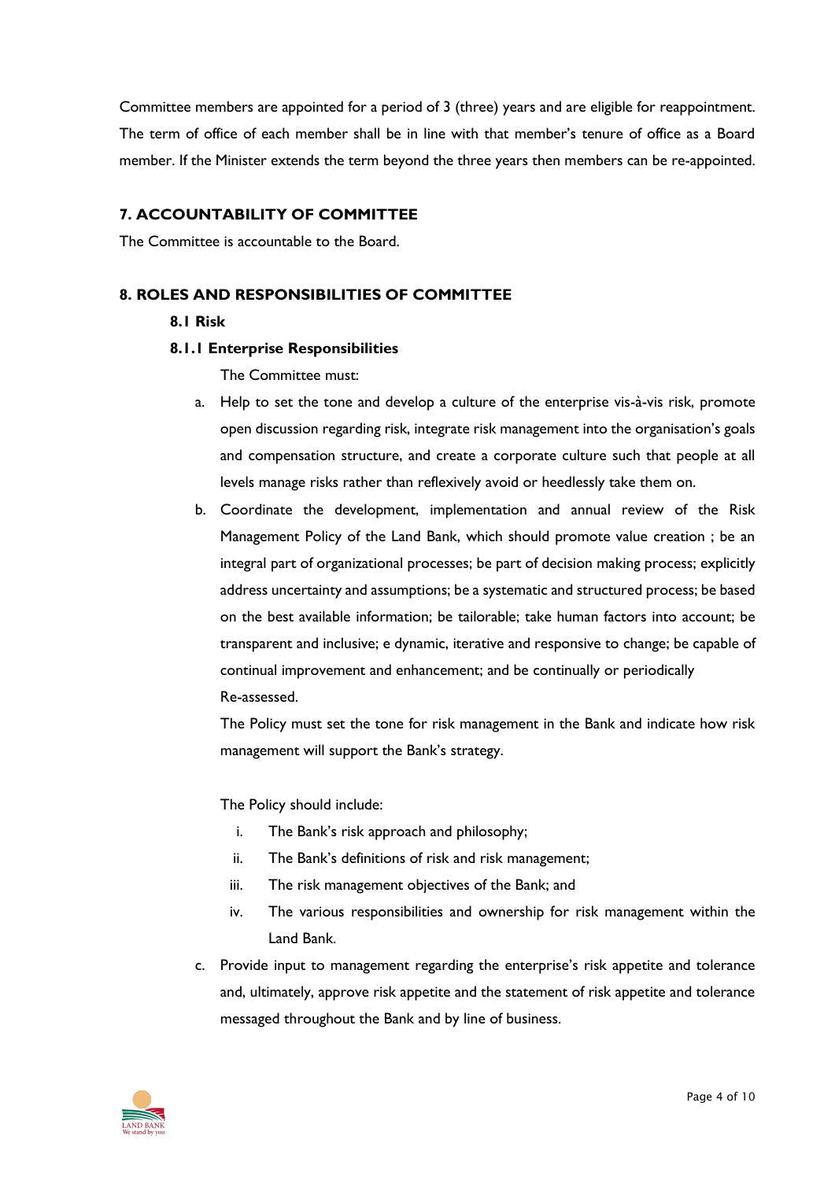Committee members are appointed for a period of 3 (three) years and are eligible for reappointment. The term of office of each member shall be in line with that member's tenure of office as a Board member. If the Minister extends the term beyond the three years then members can be re-appointed.

## 7. ACCOUNTABILITY OF COMMITTEE

The Committee is accountable to the Board.

## 8. ROLES AND RESPONSIBILITIES OF COMMITTEE

### 8.1 Risk

#### 8.1.1 Enterprise Responsibilities

The Committee must:

a. Help to set the tone and develop a culture of the enterprise vis-à-vis risk, promote open discussion regarding risk, integrate risk management into the organisation's goals and compensation structure, and create a corporate culture such that people at all levels manage risks rather than reflexively avoid or heedlessly take them on.

b. Coordinate the development, implementation and annual review of the Risk Management Policy of the Land Bank, which should promote value creation ; be an integral part of organizational processes; be part of decision making process; explicitly address uncertainty and assumptions; be a systematic and structured process; be based on the best available information; be tailorable; take human factors into account; be transparent and inclusive; e dynamic, iterative and responsive to change; be capable of continual improvement and enhancement; and be continually or periodically Re-assessed.

   The Policy must set the tone for risk management in the Bank and indicate how risk management will support the Bank's strategy.

   The Policy should include:

   i. The Bank's risk approach and philosophy;
   ii. The Bank's definitions of risk and risk management;
   iii. The risk management objectives of the Bank; and
   iv. The various responsibilities and ownership for risk management within the Land Bank.

c. Provide input to management regarding the enterprise's risk appetite and tolerance and, ultimately, approve risk appetite and the statement of risk appetite and tolerance messaged throughout the Bank and by line of business.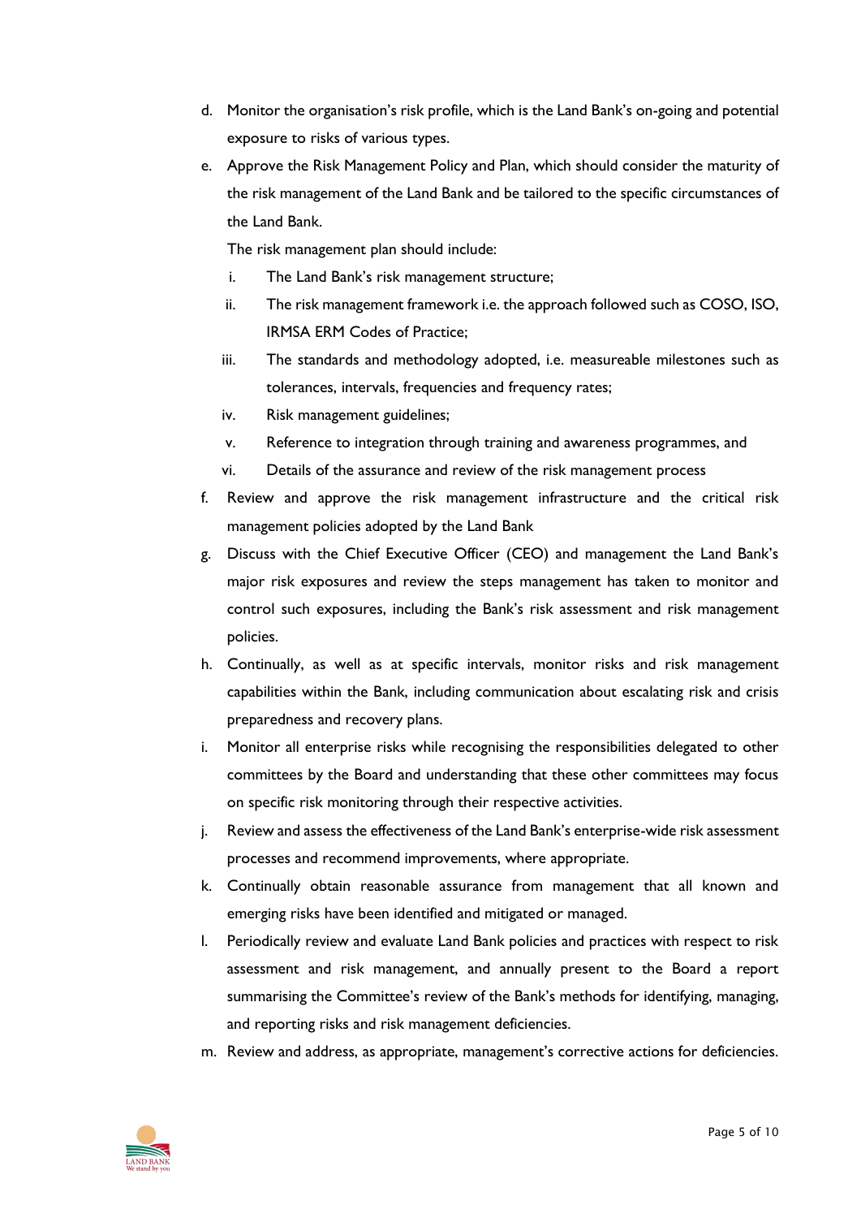d. Monitor the organisation's risk profile, which is the Land Bank's on-going and potential exposure to risks of various types.

e. Approve the Risk Management Policy and Plan, which should consider the maturity of the risk management of the Land Bank and be tailored to the specific circumstances of the Land Bank.

   The risk management plan should include:

   i. The Land Bank's risk management structure;
   ii. The risk management framework i.e. the approach followed such as COSO, ISO, IRMSA ERM Codes of Practice;
   iii. The standards and methodology adopted, i.e. measureable milestones such as tolerances, intervals, frequencies and frequency rates;
   iv. Risk management guidelines;
   v. Reference to integration through training and awareness programmes, and
   vi. Details of the assurance and review of the risk management process

f. Review and approve the risk management infrastructure and the critical risk management policies adopted by the Land Bank

g. Discuss with the Chief Executive Officer (CEO) and management the Land Bank's major risk exposures and review the steps management has taken to monitor and control such exposures, including the Bank's risk assessment and risk management policies.

h. Continually, as well as at specific intervals, monitor risks and risk management capabilities within the Bank, including communication about escalating risk and crisis preparedness and recovery plans.

i. Monitor all enterprise risks while recognising the responsibilities delegated to other committees by the Board and understanding that these other committees may focus on specific risk monitoring through their respective activities.

j. Review and assess the effectiveness of the Land Bank's enterprise-wide risk assessment processes and recommend improvements, where appropriate.

k. Continually obtain reasonable assurance from management that all known and emerging risks have been identified and mitigated or managed.

l. Periodically review and evaluate Land Bank policies and practices with respect to risk assessment and risk management, and annually present to the Board a report summarising the Committee's review of the Bank's methods for identifying, managing, and reporting risks and risk management deficiencies.

m. Review and address, as appropriate, management's corrective actions for deficiencies.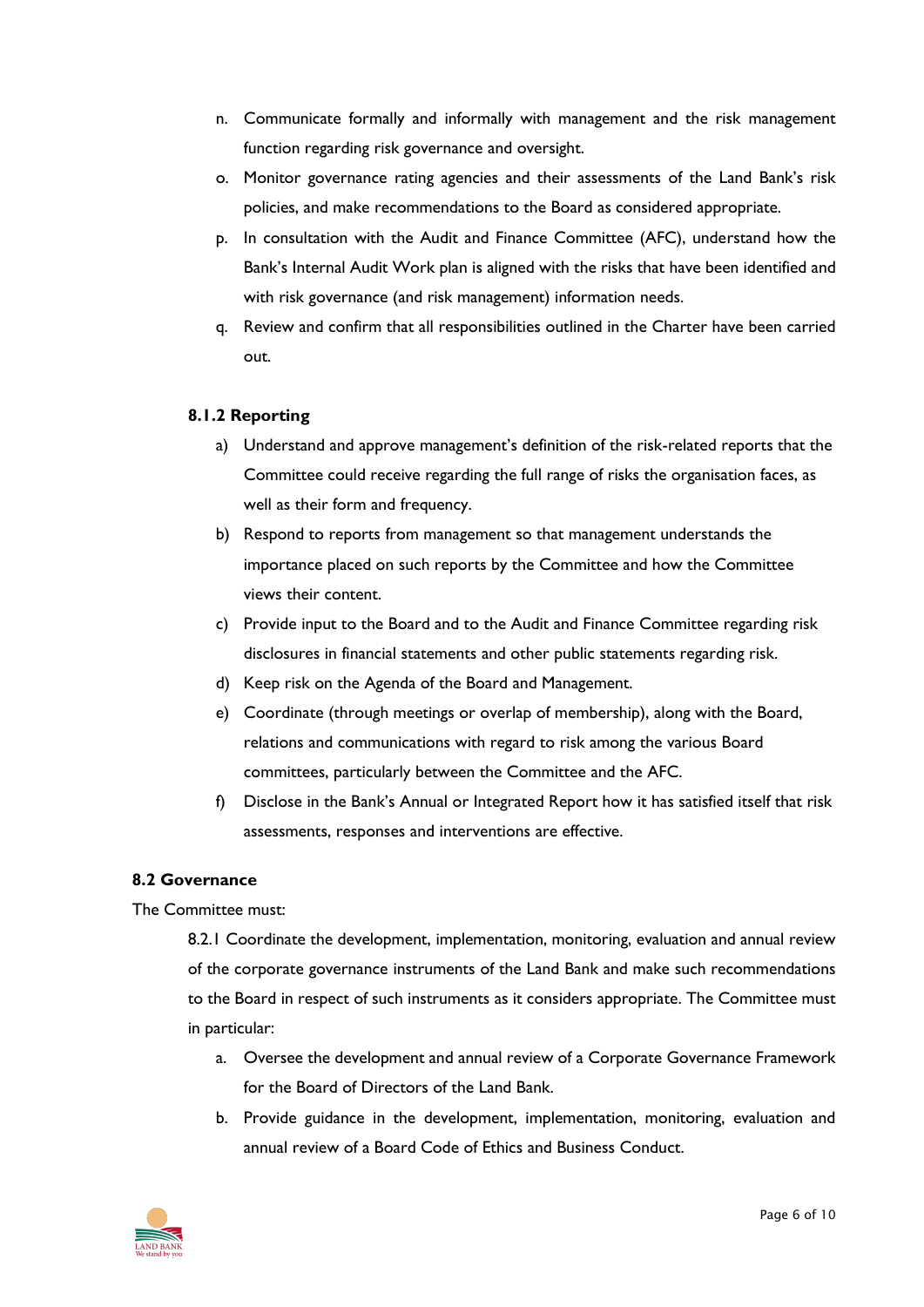n. Communicate formally and informally with management and the risk management function regarding risk governance and oversight.

o. Monitor governance rating agencies and their assessments of the Land Bank's risk policies, and make recommendations to the Board as considered appropriate.

p. In consultation with the Audit and Finance Committee (AFC), understand how the Bank's Internal Audit Work plan is aligned with the risks that have been identified and with risk governance (and risk management) information needs.

q. Review and confirm that all responsibilities outlined in the Charter have been carried out.

#### 8.1.2 Reporting

a) Understand and approve management's definition of the risk-related reports that the Committee could receive regarding the full range of risks the organisation faces, as well as their form and frequency.

b) Respond to reports from management so that management understands the importance placed on such reports by the Committee and how the Committee views their content.

c) Provide input to the Board and to the Audit and Finance Committee regarding risk disclosures in financial statements and other public statements regarding risk.

d) Keep risk on the Agenda of the Board and Management.

e) Coordinate (through meetings or overlap of membership), along with the Board, relations and communications with regard to risk among the various Board committees, particularly between the Committee and the AFC.

f) Disclose in the Bank's Annual or Integrated Report how it has satisfied itself that risk assessments, responses and interventions are effective.

### 8.2 Governance

The Committee must:

8.2.1 Coordinate the development, implementation, monitoring, evaluation and annual review of the corporate governance instruments of the Land Bank and make such recommendations to the Board in respect of such instruments as it considers appropriate. The Committee must in particular:

a. Oversee the development and annual review of a Corporate Governance Framework for the Board of Directors of the Land Bank.

b. Provide guidance in the development, implementation, monitoring, evaluation and annual review of a Board Code of Ethics and Business Conduct.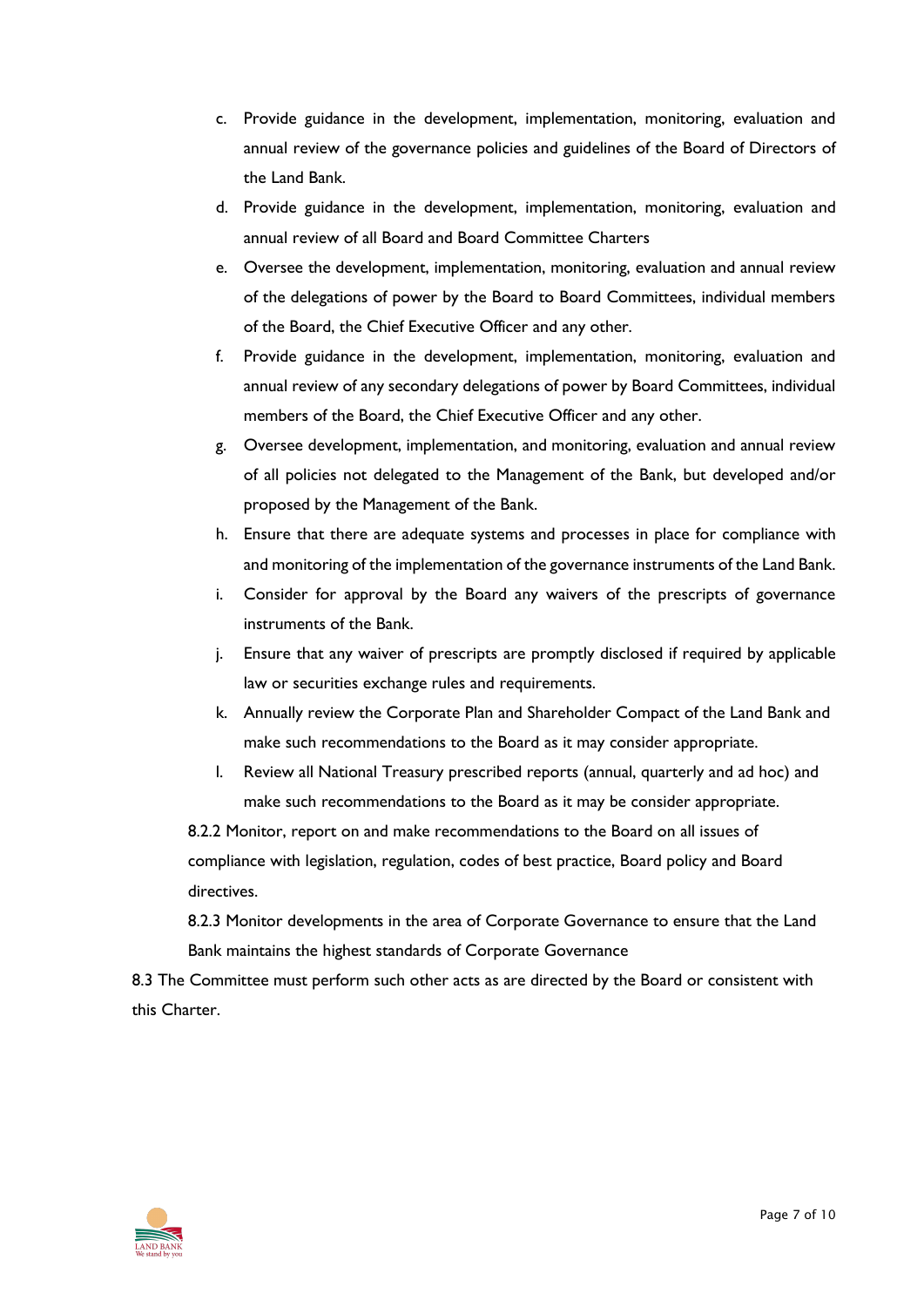c. Provide guidance in the development, implementation, monitoring, evaluation and annual review of the governance policies and guidelines of the Board of Directors of the Land Bank.

d. Provide guidance in the development, implementation, monitoring, evaluation and annual review of all Board and Board Committee Charters

e. Oversee the development, implementation, monitoring, evaluation and annual review of the delegations of power by the Board to Board Committees, individual members of the Board, the Chief Executive Officer and any other.

f. Provide guidance in the development, implementation, monitoring, evaluation and annual review of any secondary delegations of power by Board Committees, individual members of the Board, the Chief Executive Officer and any other.

g. Oversee development, implementation, and monitoring, evaluation and annual review of all policies not delegated to the Management of the Bank, but developed and/or proposed by the Management of the Bank.

h. Ensure that there are adequate systems and processes in place for compliance with and monitoring of the implementation of the governance instruments of the Land Bank.

i. Consider for approval by the Board any waivers of the prescripts of governance instruments of the Bank.

j. Ensure that any waiver of prescripts are promptly disclosed if required by applicable law or securities exchange rules and requirements.

k. Annually review the Corporate Plan and Shareholder Compact of the Land Bank and make such recommendations to the Board as it may consider appropriate.

l. Review all National Treasury prescribed reports (annual, quarterly and ad hoc) and make such recommendations to the Board as it may be consider appropriate.

8.2.2 Monitor, report on and make recommendations to the Board on all issues of compliance with legislation, regulation, codes of best practice, Board policy and Board directives.

8.2.3 Monitor developments in the area of Corporate Governance to ensure that the Land Bank maintains the highest standards of Corporate Governance

8.3 The Committee must perform such other acts as are directed by the Board or consistent with this Charter.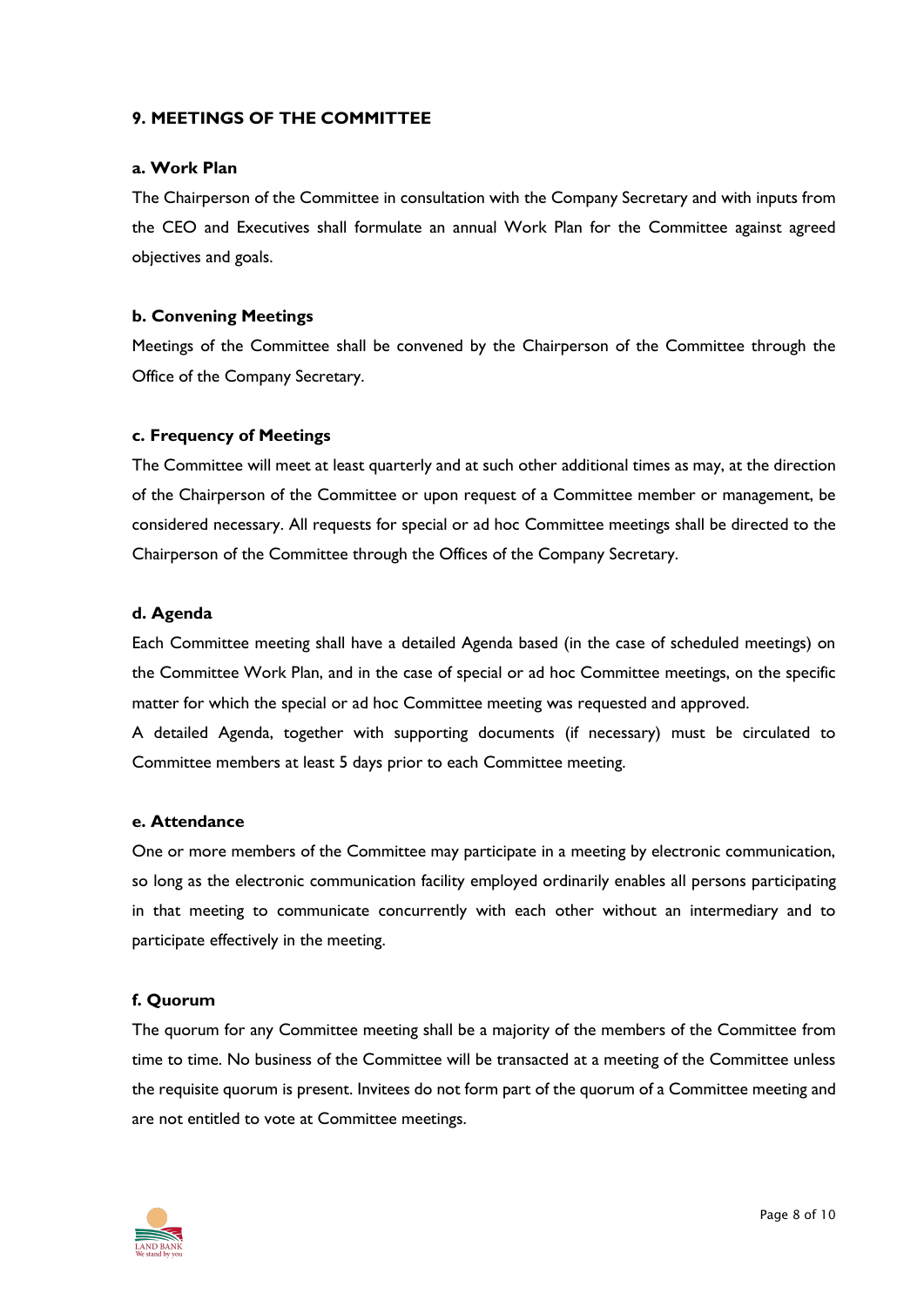## 9. MEETINGS OF THE COMMITTEE

### a. Work Plan

The Chairperson of the Committee in consultation with the Company Secretary and with inputs from the CEO and Executives shall formulate an annual Work Plan for the Committee against agreed objectives and goals.

### b. Convening Meetings

Meetings of the Committee shall be convened by the Chairperson of the Committee through the Office of the Company Secretary.

### c. Frequency of Meetings

The Committee will meet at least quarterly and at such other additional times as may, at the direction of the Chairperson of the Committee or upon request of a Committee member or management, be considered necessary. All requests for special or ad hoc Committee meetings shall be directed to the Chairperson of the Committee through the Offices of the Company Secretary.

### d. Agenda

Each Committee meeting shall have a detailed Agenda based (in the case of scheduled meetings) on the Committee Work Plan, and in the case of special or ad hoc Committee meetings, on the specific matter for which the special or ad hoc Committee meeting was requested and approved.

A detailed Agenda, together with supporting documents (if necessary) must be circulated to Committee members at least 5 days prior to each Committee meeting.

### e. Attendance

One or more members of the Committee may participate in a meeting by electronic communication, so long as the electronic communication facility employed ordinarily enables all persons participating in that meeting to communicate concurrently with each other without an intermediary and to participate effectively in the meeting.

### f. Quorum

The quorum for any Committee meeting shall be a majority of the members of the Committee from time to time. No business of the Committee will be transacted at a meeting of the Committee unless the requisite quorum is present. Invitees do not form part of the quorum of a Committee meeting and are not entitled to vote at Committee meetings.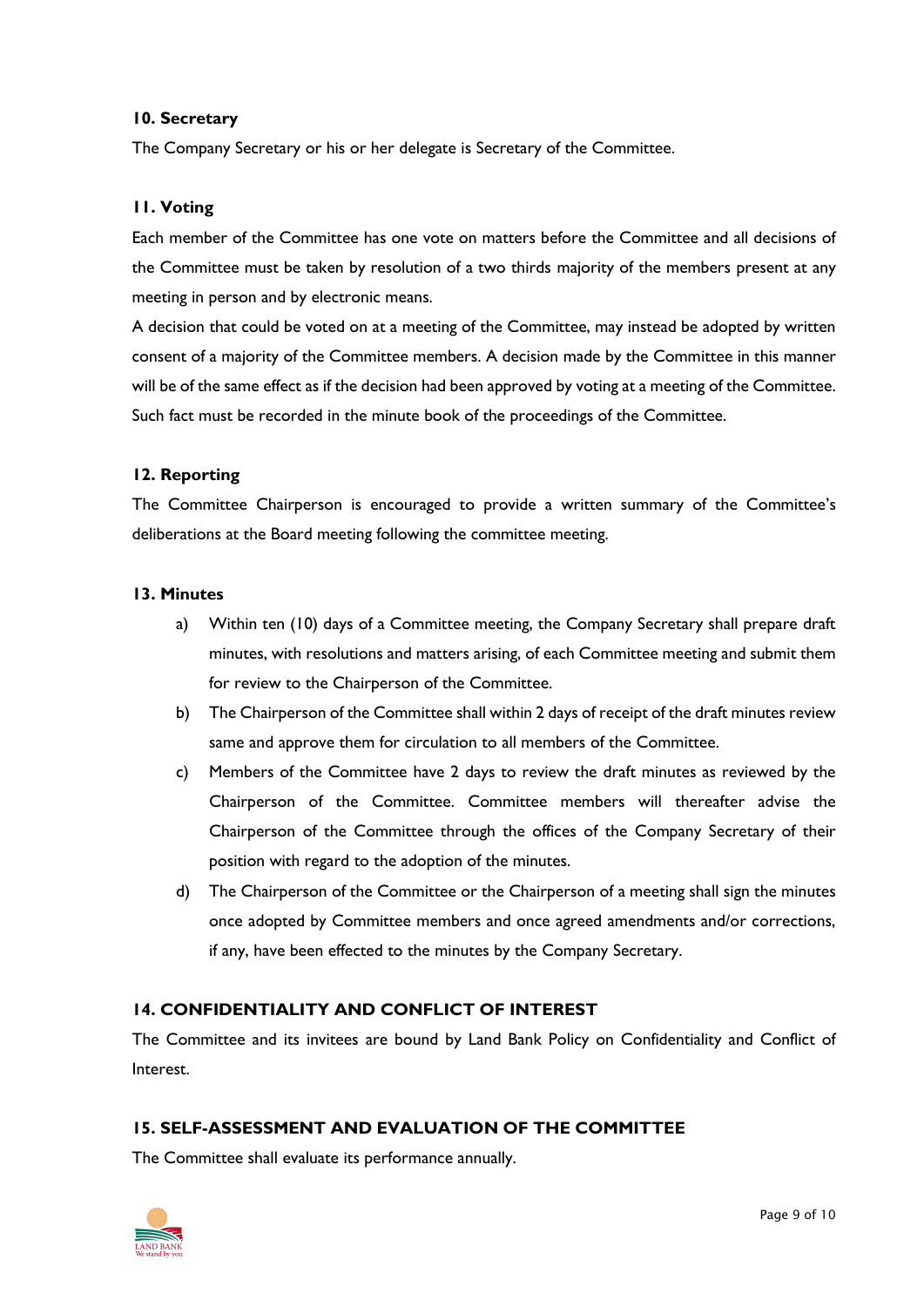**10. Secretary**

The Company Secretary or his or her delegate is Secretary of the Committee.

**11. Voting**

Each member of the Committee has one vote on matters before the Committee and all decisions of the Committee must be taken by resolution of a two thirds majority of the members present at any meeting in person and by electronic means.

A decision that could be voted on at a meeting of the Committee, may instead be adopted by written consent of a majority of the Committee members. A decision made by the Committee in this manner will be of the same effect as if the decision had been approved by voting at a meeting of the Committee. Such fact must be recorded in the minute book of the proceedings of the Committee.

**12. Reporting**

The Committee Chairperson is encouraged to provide a written summary of the Committee's deliberations at the Board meeting following the committee meeting.

**13. Minutes**

a) Within ten (10) days of a Committee meeting, the Company Secretary shall prepare draft minutes, with resolutions and matters arising, of each Committee meeting and submit them for review to the Chairperson of the Committee.

b) The Chairperson of the Committee shall within 2 days of receipt of the draft minutes review same and approve them for circulation to all members of the Committee.

c) Members of the Committee have 2 days to review the draft minutes as reviewed by the Chairperson of the Committee. Committee members will thereafter advise the Chairperson of the Committee through the offices of the Company Secretary of their position with regard to the adoption of the minutes.

d) The Chairperson of the Committee or the Chairperson of a meeting shall sign the minutes once adopted by Committee members and once agreed amendments and/or corrections, if any, have been effected to the minutes by the Company Secretary.

## 14. CONFIDENTIALITY AND CONFLICT OF INTEREST

The Committee and its invitees are bound by Land Bank Policy on Confidentiality and Conflict of Interest.

## 15. SELF-ASSESSMENT AND EVALUATION OF THE COMMITTEE

The Committee shall evaluate its performance annually.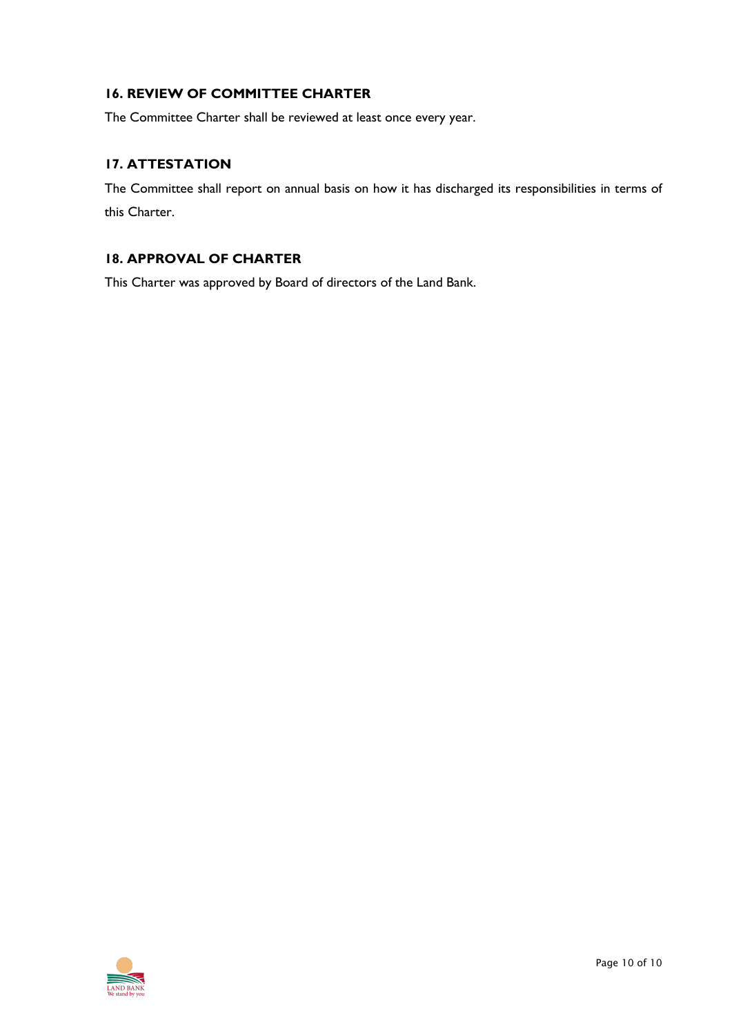## 16. REVIEW OF COMMITTEE CHARTER

The Committee Charter shall be reviewed at least once every year.

## 17. ATTESTATION

The Committee shall report on annual basis on how it has discharged its responsibilities in terms of this Charter.

## 18. APPROVAL OF CHARTER

This Charter was approved by Board of directors of the Land Bank.